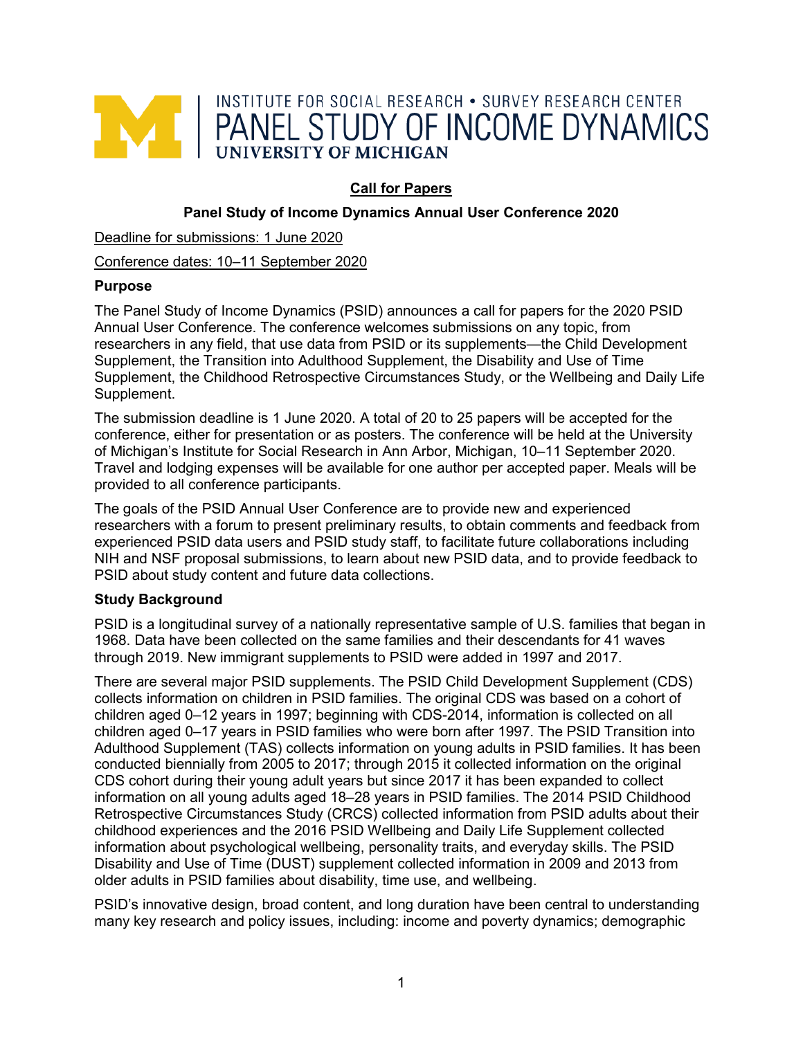INSTITUTE FOR SOCIAL RESEARCH • SURVEY RESEARCH CENTER
PANEL STUDY OF INCOME DYNAMICS
UNIVERSITY OF MICHIGAN

# Call for Papers

## Panel Study of Income Dynamics Annual User Conference 2020

Deadline for submissions: 1 June 2020

Conference dates: 10–11 September 2020

### Purpose

The Panel Study of Income Dynamics (PSID) announces a call for papers for the 2020 PSID Annual User Conference. The conference welcomes submissions on any topic, from researchers in any field, that use data from PSID or its supplements—the Child Development Supplement, the Transition into Adulthood Supplement, the Disability and Use of Time Supplement, the Childhood Retrospective Circumstances Study, or the Wellbeing and Daily Life Supplement.

The submission deadline is 1 June 2020. A total of 20 to 25 papers will be accepted for the conference, either for presentation or as posters. The conference will be held at the University of Michigan's Institute for Social Research in Ann Arbor, Michigan, 10–11 September 2020. Travel and lodging expenses will be available for one author per accepted paper. Meals will be provided to all conference participants.

The goals of the PSID Annual User Conference are to provide new and experienced researchers with a forum to present preliminary results, to obtain comments and feedback from experienced PSID data users and PSID study staff, to facilitate future collaborations including NIH and NSF proposal submissions, to learn about new PSID data, and to provide feedback to PSID about study content and future data collections.

### Study Background

PSID is a longitudinal survey of a nationally representative sample of U.S. families that began in 1968. Data have been collected on the same families and their descendants for 41 waves through 2019. New immigrant supplements to PSID were added in 1997 and 2017.

There are several major PSID supplements. The PSID Child Development Supplement (CDS) collects information on children in PSID families. The original CDS was based on a cohort of children aged 0–12 years in 1997; beginning with CDS-2014, information is collected on all children aged 0–17 years in PSID families who were born after 1997. The PSID Transition into Adulthood Supplement (TAS) collects information on young adults in PSID families. It has been conducted biennially from 2005 to 2017; through 2015 it collected information on the original CDS cohort during their young adult years but since 2017 it has been expanded to collect information on all young adults aged 18–28 years in PSID families. The 2014 PSID Childhood Retrospective Circumstances Study (CRCS) collected information from PSID adults about their childhood experiences and the 2016 PSID Wellbeing and Daily Life Supplement collected information about psychological wellbeing, personality traits, and everyday skills. The PSID Disability and Use of Time (DUST) supplement collected information in 2009 and 2013 from older adults in PSID families about disability, time use, and wellbeing.

PSID's innovative design, broad content, and long duration have been central to understanding many key research and policy issues, including: income and poverty dynamics; demographic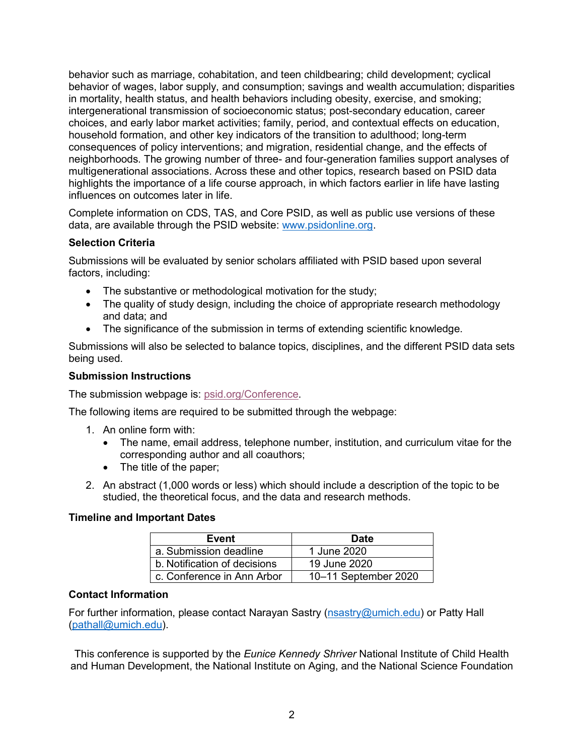behavior such as marriage, cohabitation, and teen childbearing; child development; cyclical behavior of wages, labor supply, and consumption; savings and wealth accumulation; disparities in mortality, health status, and health behaviors including obesity, exercise, and smoking; intergenerational transmission of socioeconomic status; post-secondary education, career choices, and early labor market activities; family, period, and contextual effects on education, household formation, and other key indicators of the transition to adulthood; long-term consequences of policy interventions; and migration, residential change, and the effects of neighborhoods. The growing number of three- and four-generation families support analyses of multigenerational associations. Across these and other topics, research based on PSID data highlights the importance of a life course approach, in which factors earlier in life have lasting influences on outcomes later in life.

Complete information on CDS, TAS, and Core PSID, as well as public use versions of these data, are available through the PSID website: www.psidonline.org.

**Selection Criteria**

Submissions will be evaluated by senior scholars affiliated with PSID based upon several factors, including:

- The substantive or methodological motivation for the study;
- The quality of study design, including the choice of appropriate research methodology and data; and
- The significance of the submission in terms of extending scientific knowledge.

Submissions will also be selected to balance topics, disciplines, and the different PSID data sets being used.

**Submission Instructions**

The submission webpage is: psid.org/Conference.

The following items are required to be submitted through the webpage:

1. An online form with:
   - The name, email address, telephone number, institution, and curriculum vitae for the corresponding author and all coauthors;
   - The title of the paper;
2. An abstract (1,000 words or less) which should include a description of the topic to be studied, the theoretical focus, and the data and research methods.

**Timeline and Important Dates**

| Event | Date |
|---|---|
| a. Submission deadline | 1 June 2020 |
| b. Notification of decisions | 19 June 2020 |
| c. Conference in Ann Arbor | 10–11 September 2020 |

**Contact Information**

For further information, please contact Narayan Sastry (nsastry@umich.edu) or Patty Hall (pathall@umich.edu).

This conference is supported by the *Eunice Kennedy Shriver* National Institute of Child Health and Human Development, the National Institute on Aging, and the National Science Foundation